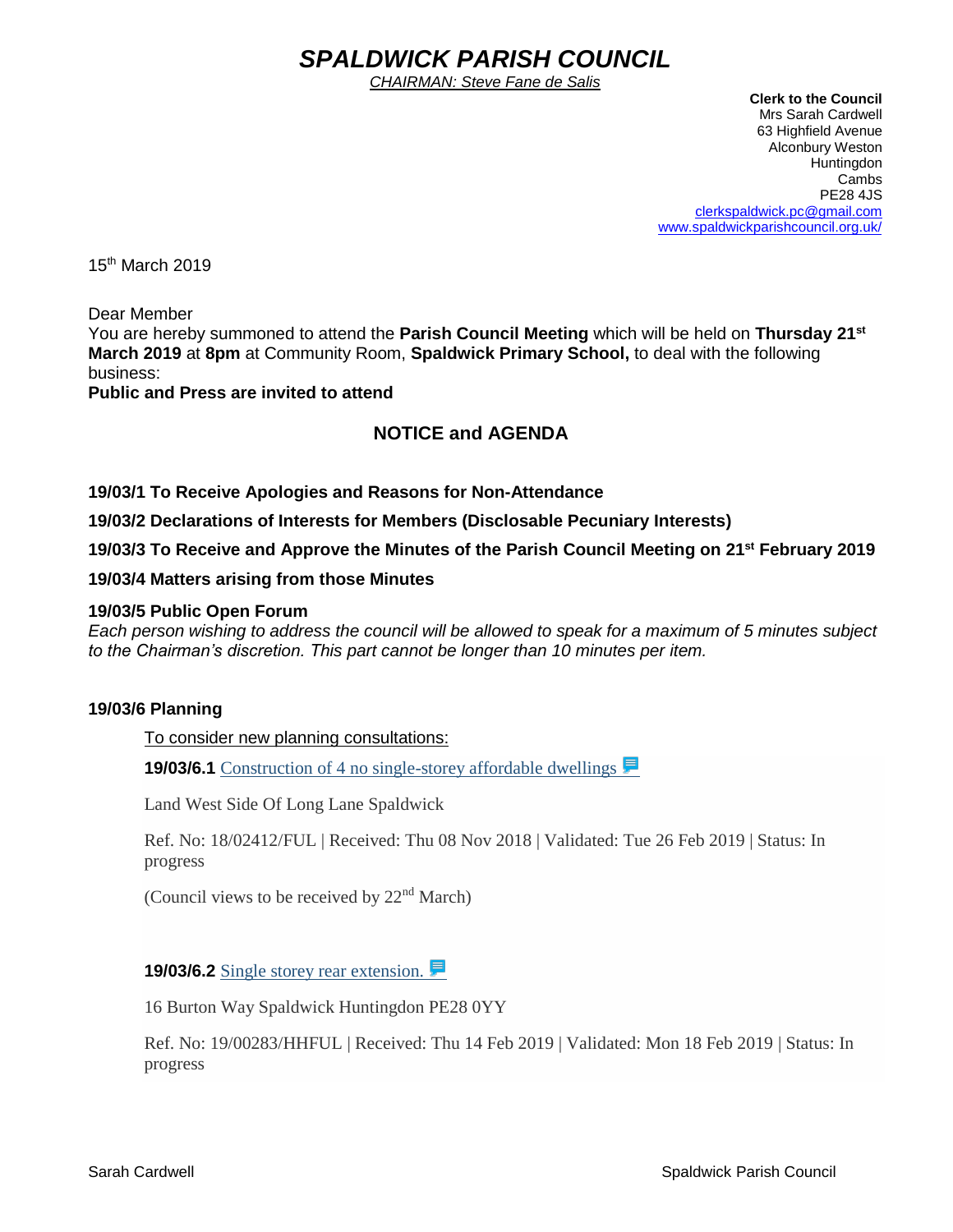# *SPALDWICK PARISH COUNCIL*

*CHAIRMAN: Steve Fane de Salis*

**Clerk to the Council**
Mrs Sarah Cardwell
63 Highfield Avenue
Alconbury Weston
Huntingdon
Cambs
PE28 4JS
clerkspaldwick.pc@gmail.com
www.spaldwickparishcouncil.org.uk/

15th March 2019

Dear Member
You are hereby summoned to attend the **Parish Council Meeting** which will be held on **Thursday 21st March 2019** at **8pm** at Community Room, **Spaldwick Primary School,** to deal with the following business:
**Public and Press are invited to attend**

## NOTICE and AGENDA

**19/03/1 To Receive Apologies and Reasons for Non-Attendance**

**19/03/2 Declarations of Interests for Members (Disclosable Pecuniary Interests)**

**19/03/3 To Receive and Approve the Minutes of the Parish Council Meeting on 21st February 2019**

**19/03/4 Matters arising from those Minutes**

**19/03/5 Public Open Forum**
*Each person wishing to address the council will be allowed to speak for a maximum of 5 minutes subject to the Chairman's discretion. This part cannot be longer than 10 minutes per item.*

**19/03/6 Planning**

To consider new planning consultations:

**19/03/6.1** Construction of 4 no single-storey affordable dwellings

Land West Side Of Long Lane Spaldwick

Ref. No: 18/02412/FUL | Received: Thu 08 Nov 2018 | Validated: Tue 26 Feb 2019 | Status: In progress

(Council views to be received by 22nd March)

**19/03/6.2** Single storey rear extension.

16 Burton Way Spaldwick Huntingdon PE28 0YY

Ref. No: 19/00283/HHFUL | Received: Thu 14 Feb 2019 | Validated: Mon 18 Feb 2019 | Status: In progress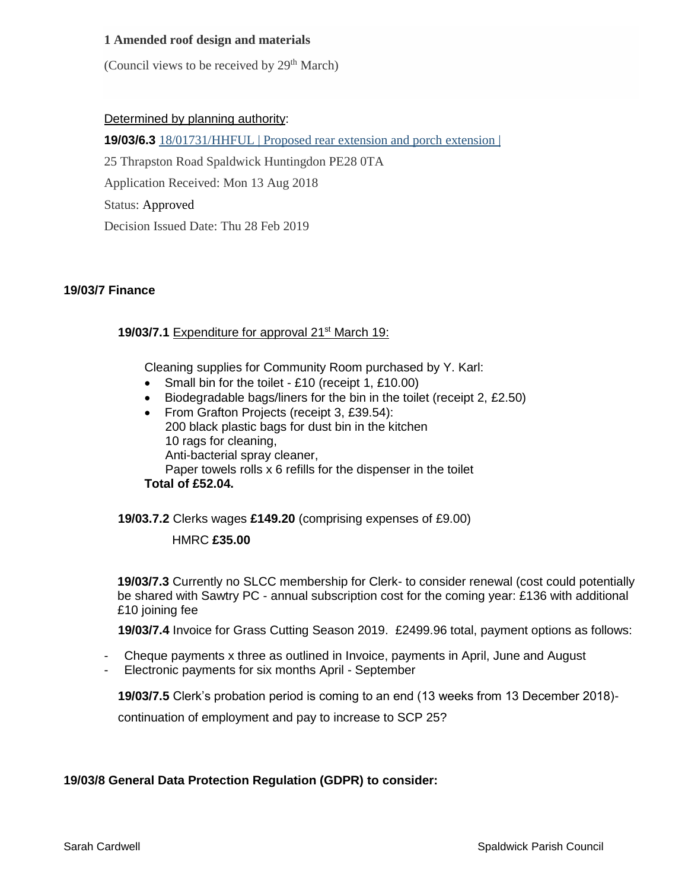**1 Amended roof design and materials**

(Council views to be received by 29th March)

Determined by planning authority:

**19/03/6.3** 18/01731/HHFUL | Proposed rear extension and porch extension |

25 Thrapston Road Spaldwick Huntingdon PE28 0TA

Application Received: Mon 13 Aug 2018

Status: Approved

Decision Issued Date: Thu 28 Feb 2019

## 19/03/7 Finance

**19/03/7.1** Expenditure for approval 21st March 19:

Cleaning supplies for Community Room purchased by Y. Karl:

- Small bin for the toilet - £10 (receipt 1, £10.00)
- Biodegradable bags/liners for the bin in the toilet (receipt 2, £2.50)
- From Grafton Projects (receipt 3, £39.54):
  200 black plastic bags for dust bin in the kitchen
  10 rags for cleaning,
  Anti-bacterial spray cleaner,
  Paper towels rolls x 6 refills for the dispenser in the toilet

**Total of £52.04.**

**19/03.7.2** Clerks wages **£149.20** (comprising expenses of £9.00)

HMRC **£35.00**

**19/03/7.3** Currently no SLCC membership for Clerk- to consider renewal (cost could potentially be shared with Sawtry PC - annual subscription cost for the coming year: £136 with additional £10 joining fee

**19/03/7.4** Invoice for Grass Cutting Season 2019. £2499.96 total, payment options as follows:

- Cheque payments x three as outlined in Invoice, payments in April, June and August
- Electronic payments for six months April - September

**19/03/7.5** Clerk's probation period is coming to an end (13 weeks from 13 December 2018)- continuation of employment and pay to increase to SCP 25?

## 19/03/8 General Data Protection Regulation (GDPR) to consider: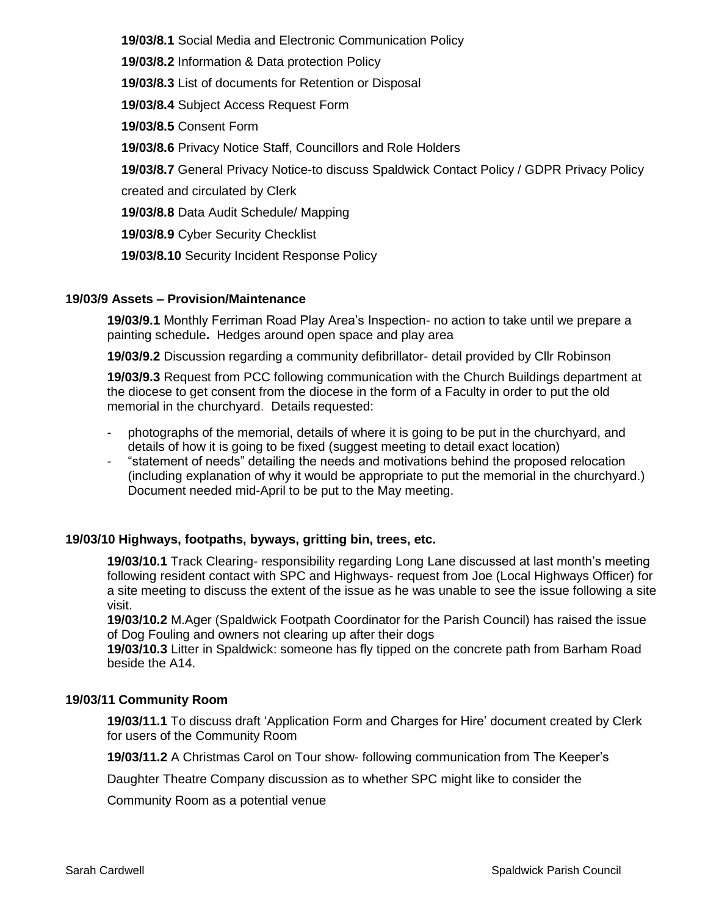**19/03/8.1** Social Media and Electronic Communication Policy

**19/03/8.2** Information & Data protection Policy

**19/03/8.3** List of documents for Retention or Disposal

**19/03/8.4** Subject Access Request Form

**19/03/8.5** Consent Form

**19/03/8.6** Privacy Notice Staff, Councillors and Role Holders

**19/03/8.7** General Privacy Notice-to discuss Spaldwick Contact Policy / GDPR Privacy Policy created and circulated by Clerk

**19/03/8.8** Data Audit Schedule/ Mapping

**19/03/8.9** Cyber Security Checklist

**19/03/8.10** Security Incident Response Policy

### 19/03/9 Assets – Provision/Maintenance

**19/03/9.1** Monthly Ferriman Road Play Area's Inspection- no action to take until we prepare a painting schedule**.** Hedges around open space and play area

**19/03/9.2** Discussion regarding a community defibrillator- detail provided by Cllr Robinson

**19/03/9.3** Request from PCC following communication with the Church Buildings department at the diocese to get consent from the diocese in the form of a Faculty in order to put the old memorial in the churchyard. Details requested:

- photographs of the memorial, details of where it is going to be put in the churchyard, and details of how it is going to be fixed (suggest meeting to detail exact location)
- "statement of needs" detailing the needs and motivations behind the proposed relocation (including explanation of why it would be appropriate to put the memorial in the churchyard.) Document needed mid-April to be put to the May meeting.

### 19/03/10 Highways, footpaths, byways, gritting bin, trees, etc.

**19/03/10.1** Track Clearing- responsibility regarding Long Lane discussed at last month's meeting following resident contact with SPC and Highways- request from Joe (Local Highways Officer) for a site meeting to discuss the extent of the issue as he was unable to see the issue following a site visit.

**19/03/10.2** M.Ager (Spaldwick Footpath Coordinator for the Parish Council) has raised the issue of Dog Fouling and owners not clearing up after their dogs

**19/03/10.3** Litter in Spaldwick: someone has fly tipped on the concrete path from Barham Road beside the A14.

### 19/03/11 Community Room

**19/03/11.1** To discuss draft 'Application Form and Charges for Hire' document created by Clerk for users of the Community Room

**19/03/11.2** A Christmas Carol on Tour show- following communication from The Keeper's Daughter Theatre Company discussion as to whether SPC might like to consider the Community Room as a potential venue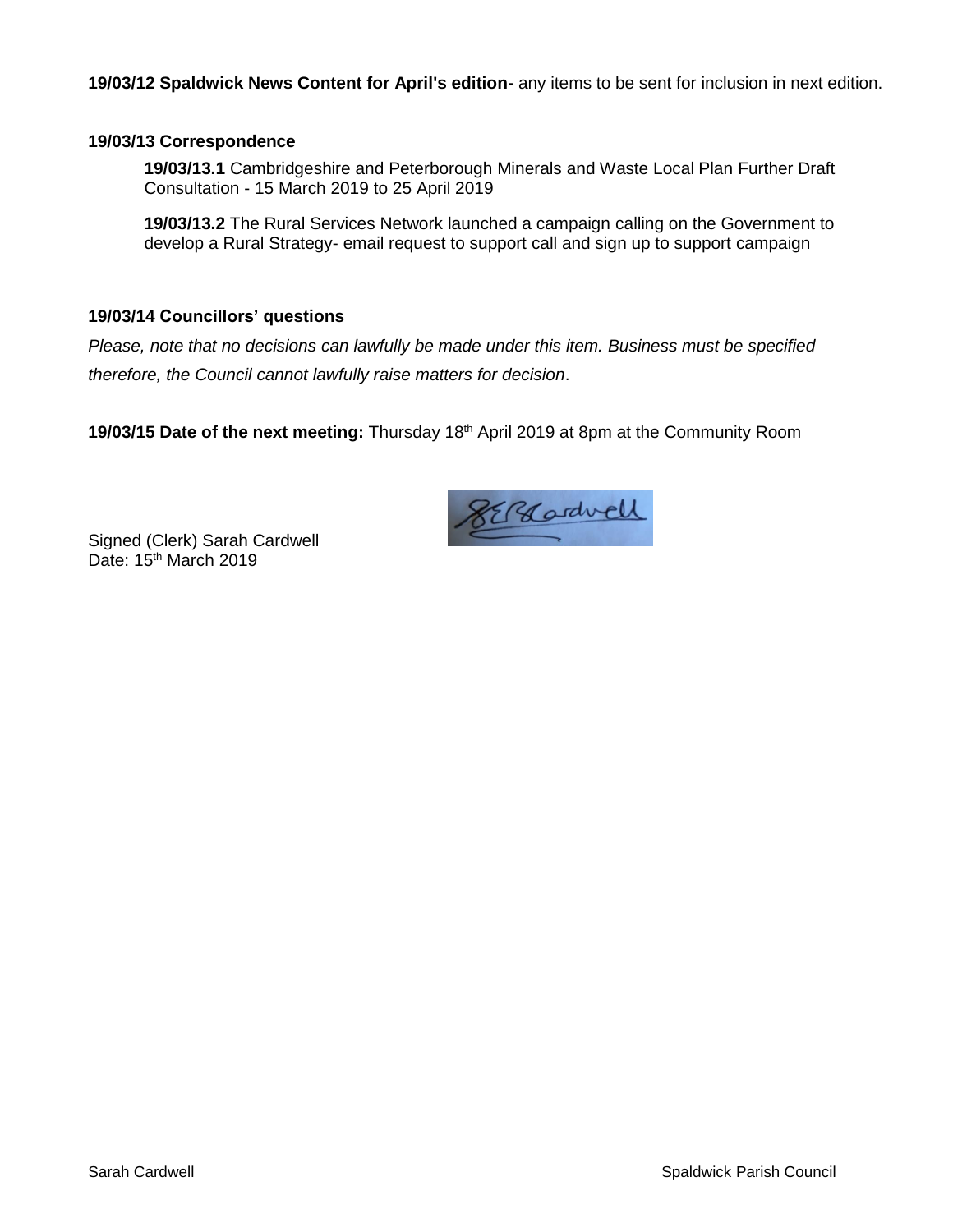**19/03/12 Spaldwick News Content for April's edition-** any items to be sent for inclusion in next edition.

**19/03/13 Correspondence**

**19/03/13.1** Cambridgeshire and Peterborough Minerals and Waste Local Plan Further Draft Consultation - 15 March 2019 to 25 April 2019

**19/03/13.2** The Rural Services Network launched a campaign calling on the Government to develop a Rural Strategy- email request to support call and sign up to support campaign

**19/03/14 Councillors' questions**

*Please, note that no decisions can lawfully be made under this item. Business must be specified therefore, the Council cannot lawfully raise matters for decision*.

**19/03/15 Date of the next meeting:** Thursday 18th April 2019 at 8pm at the Community Room

Signed (Clerk) Sarah Cardwell
Date: 15th March 2019